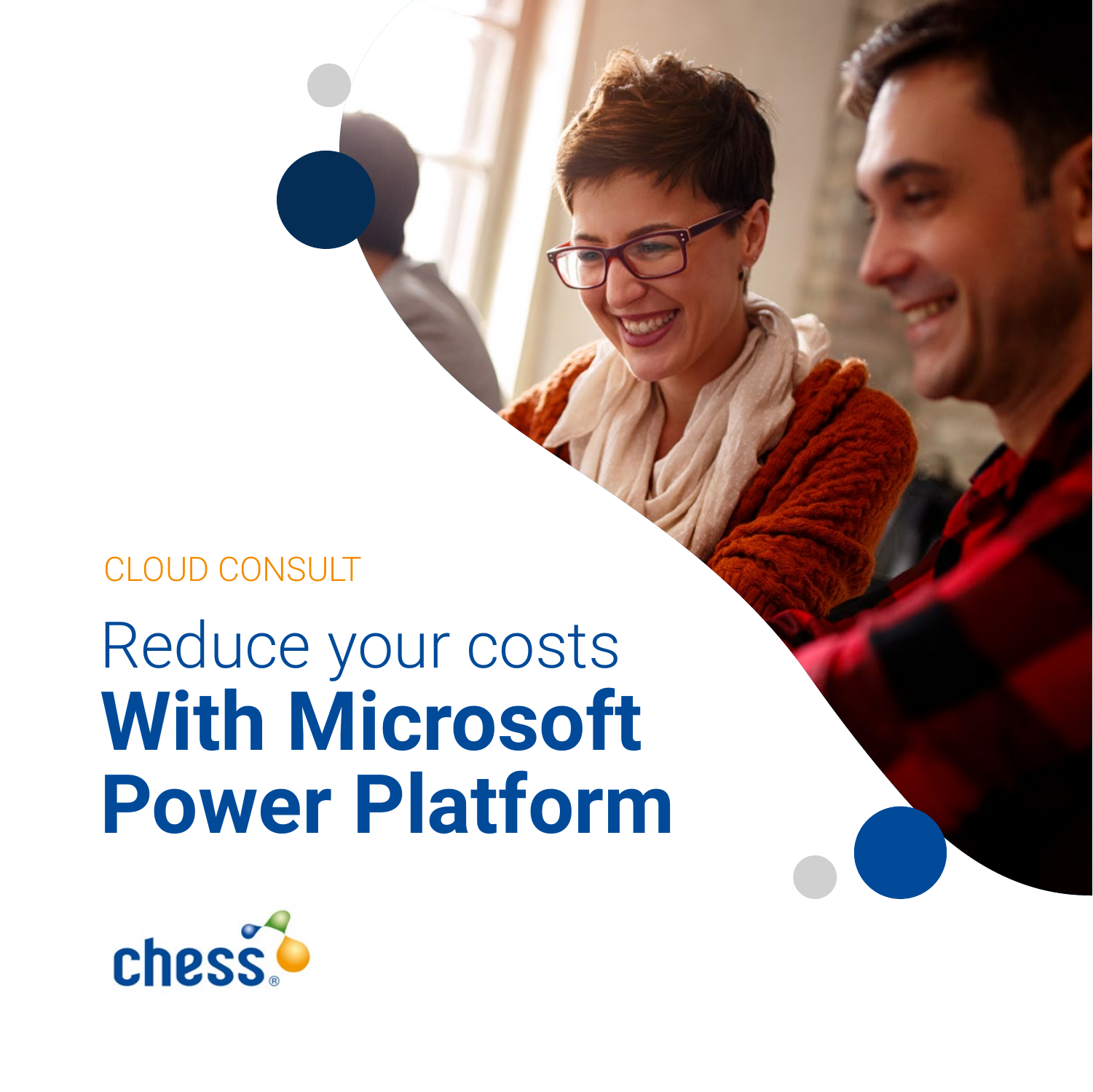CLOUD CONSULT

# Reduce your costs **With Microsoft Power Platform**

chess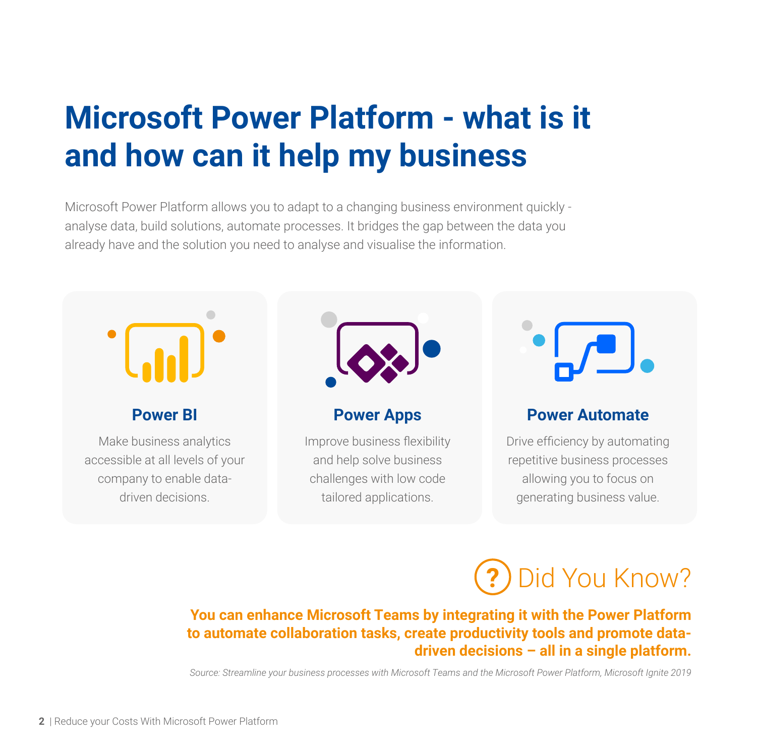# Microsoft Power Platform - what is it and how can it help my business

Microsoft Power Platform allows you to adapt to a changing business environment quickly - analyse data, build solutions, automate processes. It bridges the gap between the data you already have and the solution you need to analyse and visualise the information.

### Power BI

Make business analytics accessible at all levels of your company to enable data-driven decisions.

### Power Apps

Improve business flexibility and help solve business challenges with low code tailored applications.

### Power Automate

Drive efficiency by automating repetitive business processes allowing you to focus on generating business value.

## Did You Know?

**You can enhance Microsoft Teams by integrating it with the Power Platform to automate collaboration tasks, create productivity tools and promote data-driven decisions – all in a single platform.**

*Source: Streamline your business processes with Microsoft Teams and the Microsoft Power Platform, Microsoft Ignite 2019*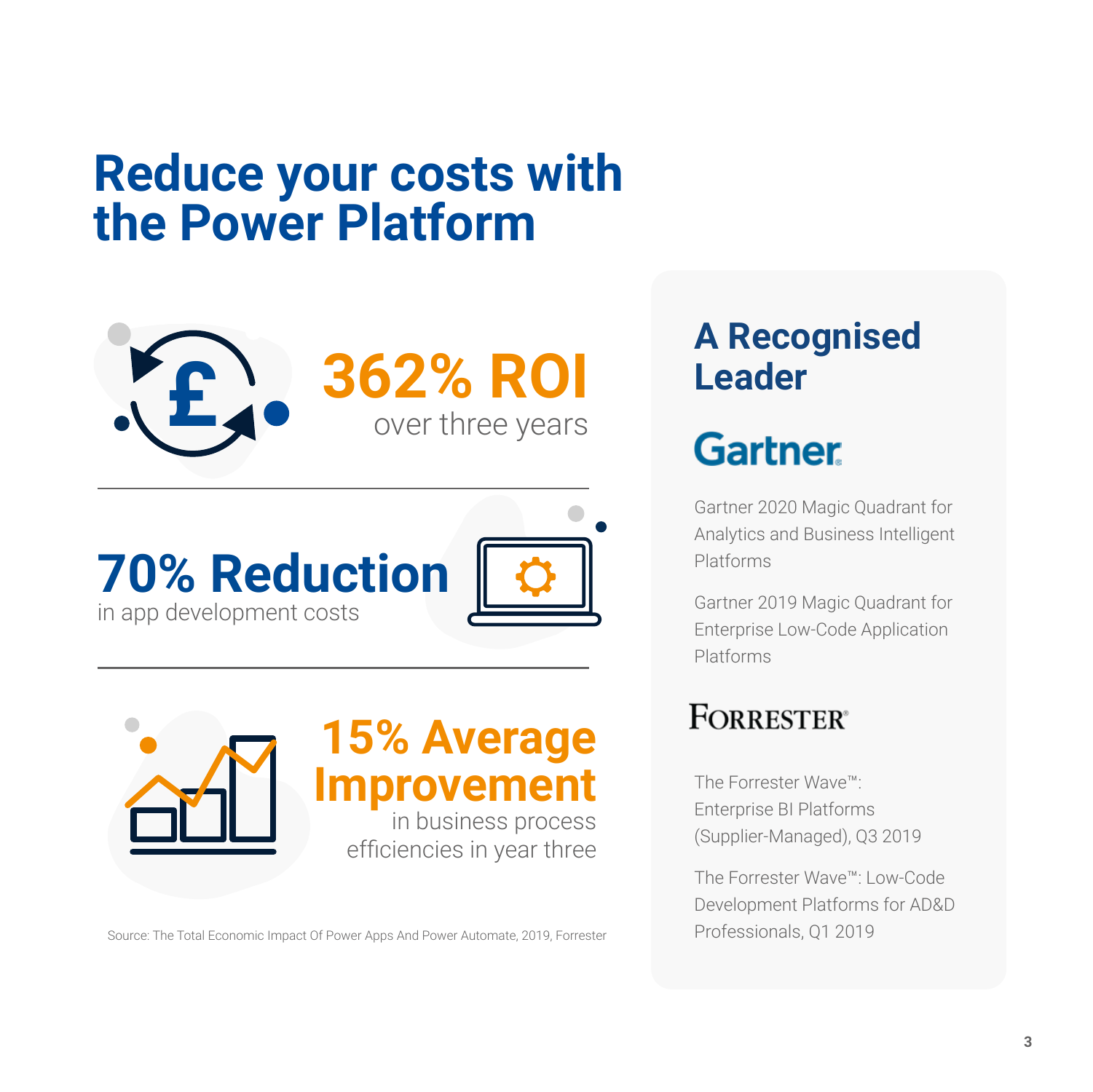# Reduce your costs with the Power Platform

**362% ROI**
over three years

**70% Reduction**
in app development costs

**15% Average Improvement**
in business process efficiencies in year three

Source: The Total Economic Impact Of Power Apps And Power Automate, 2019, Forrester

## A Recognised Leader

**Gartner**

Gartner 2020 Magic Quadrant for Analytics and Business Intelligent Platforms

Gartner 2019 Magic Quadrant for Enterprise Low-Code Application Platforms

**FORRESTER**

The Forrester Wave™: Enterprise BI Platforms (Supplier-Managed), Q3 2019

The Forrester Wave™: Low-Code Development Platforms for AD&D Professionals, Q1 2019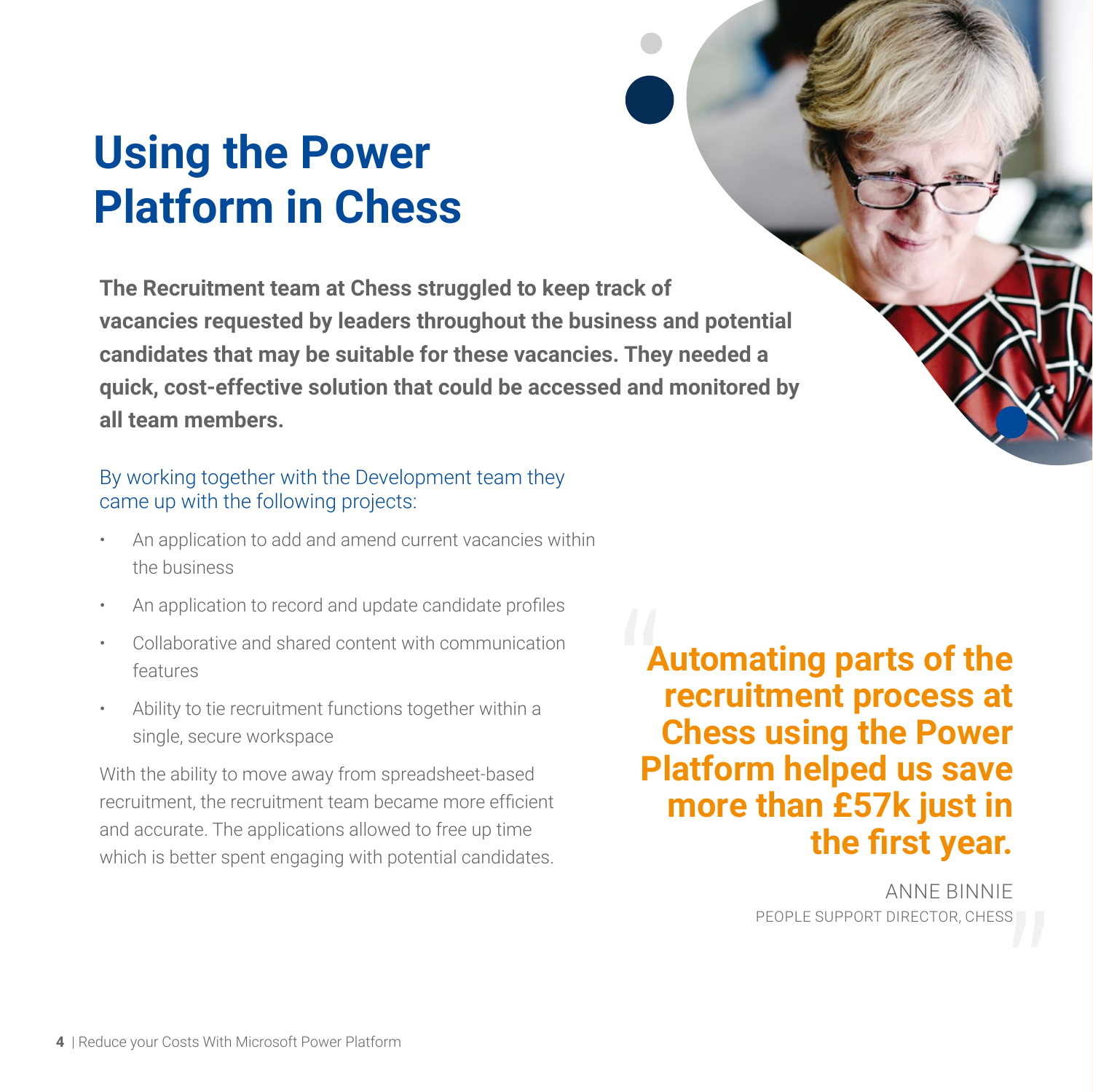# Using the Power Platform in Chess

**The Recruitment team at Chess struggled to keep track of vacancies requested by leaders throughout the business and potential candidates that may be suitable for these vacancies. They needed a quick, cost-effective solution that could be accessed and monitored by all team members.**

By working together with the Development team they came up with the following projects:

- An application to add and amend current vacancies within the business
- An application to record and update candidate profiles
- Collaborative and shared content with communication features
- Ability to tie recruitment functions together within a single, secure workspace

With the ability to move away from spreadsheet-based recruitment, the recruitment team became more efficient and accurate. The applications allowed to free up time which is better spent engaging with potential candidates.

> **"Automating parts of the recruitment process at Chess using the Power Platform helped us save more than £57k just in the first year."**
>
> ANNE BINNIE
> PEOPLE SUPPORT DIRECTOR, CHESS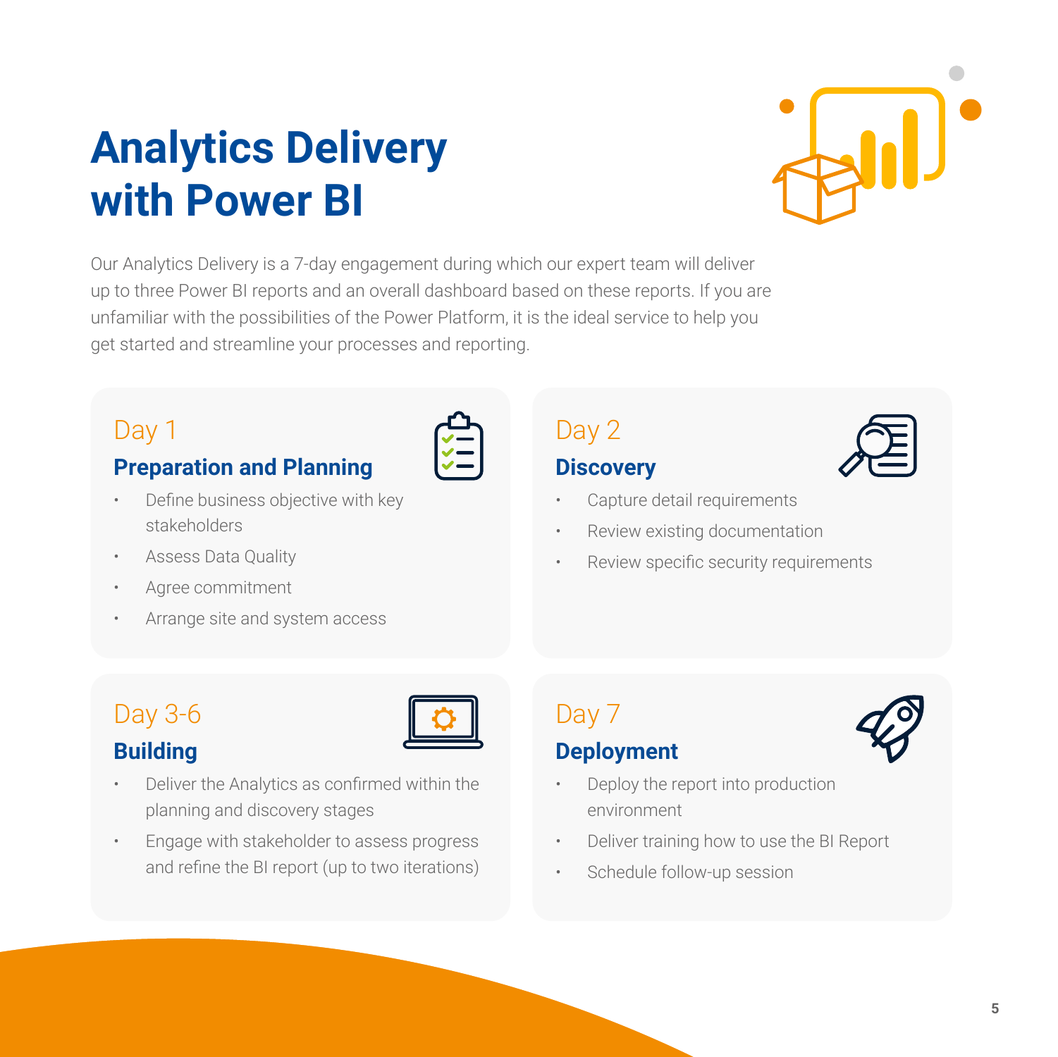# Analytics Delivery with Power BI

Our Analytics Delivery is a 7-day engagement during which our expert team will deliver up to three Power BI reports and an overall dashboard based on these reports. If you are unfamiliar with the possibilities of the Power Platform, it is the ideal service to help you get started and streamline your processes and reporting.

## Day 1

### Preparation and Planning

- Define business objective with key stakeholders
- Assess Data Quality
- Agree commitment
- Arrange site and system access

## Day 2

### Discovery

- Capture detail requirements
- Review existing documentation
- Review specific security requirements

## Day 3-6

### Building

- Deliver the Analytics as confirmed within the planning and discovery stages
- Engage with stakeholder to assess progress and refine the BI report (up to two iterations)

## Day 7

### Deployment

- Deploy the report into production environment
- Deliver training how to use the BI Report
- Schedule follow-up session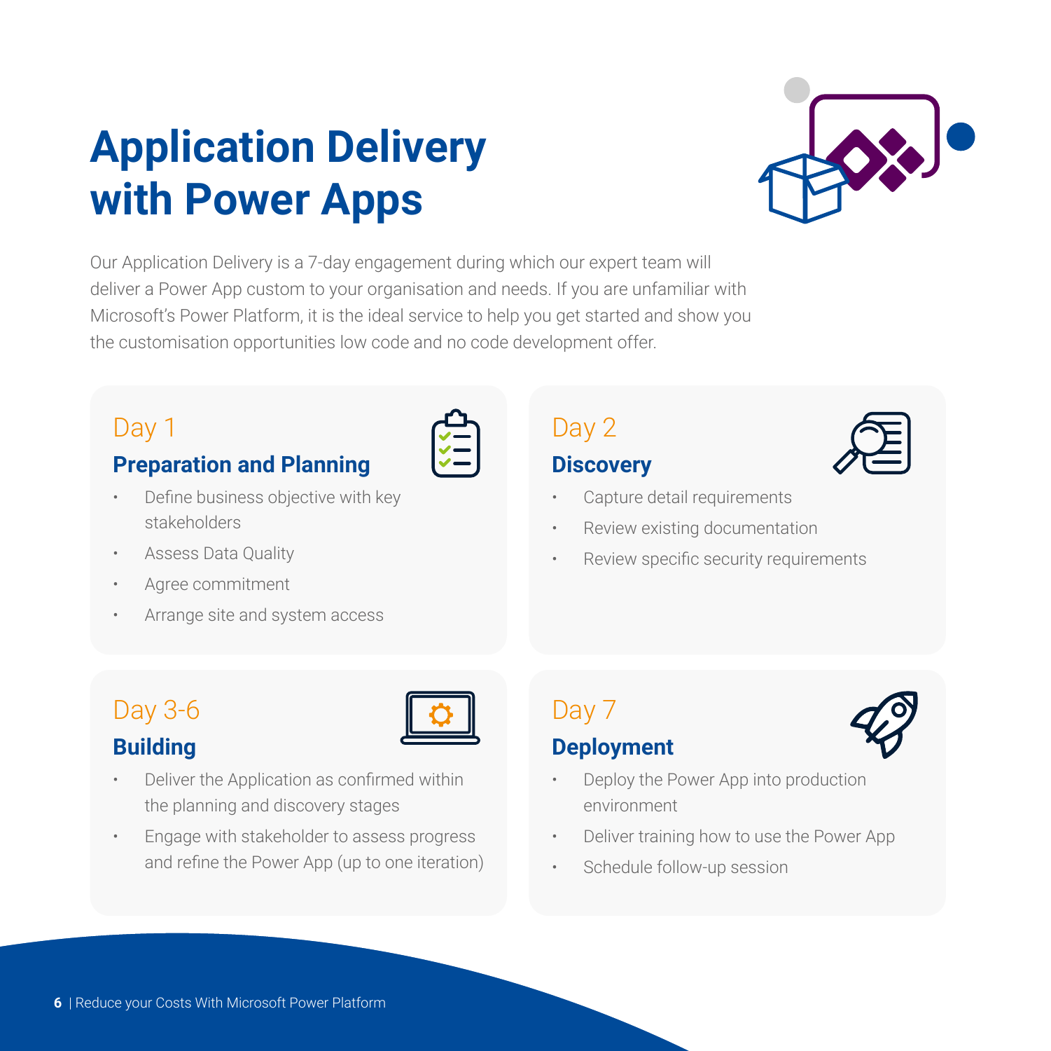# Application Delivery with Power Apps

Our Application Delivery is a 7-day engagement during which our expert team will deliver a Power App custom to your organisation and needs. If you are unfamiliar with Microsoft's Power Platform, it is the ideal service to help you get started and show you the customisation opportunities low code and no code development offer.

## Day 1

### Preparation and Planning

- Define business objective with key stakeholders
- Assess Data Quality
- Agree commitment
- Arrange site and system access

## Day 2

### Discovery

- Capture detail requirements
- Review existing documentation
- Review specific security requirements

## Day 3-6

### Building

- Deliver the Application as confirmed within the planning and discovery stages
- Engage with stakeholder to assess progress and refine the Power App (up to one iteration)

## Day 7

### Deployment

- Deploy the Power App into production environment
- Deliver training how to use the Power App
- Schedule follow-up session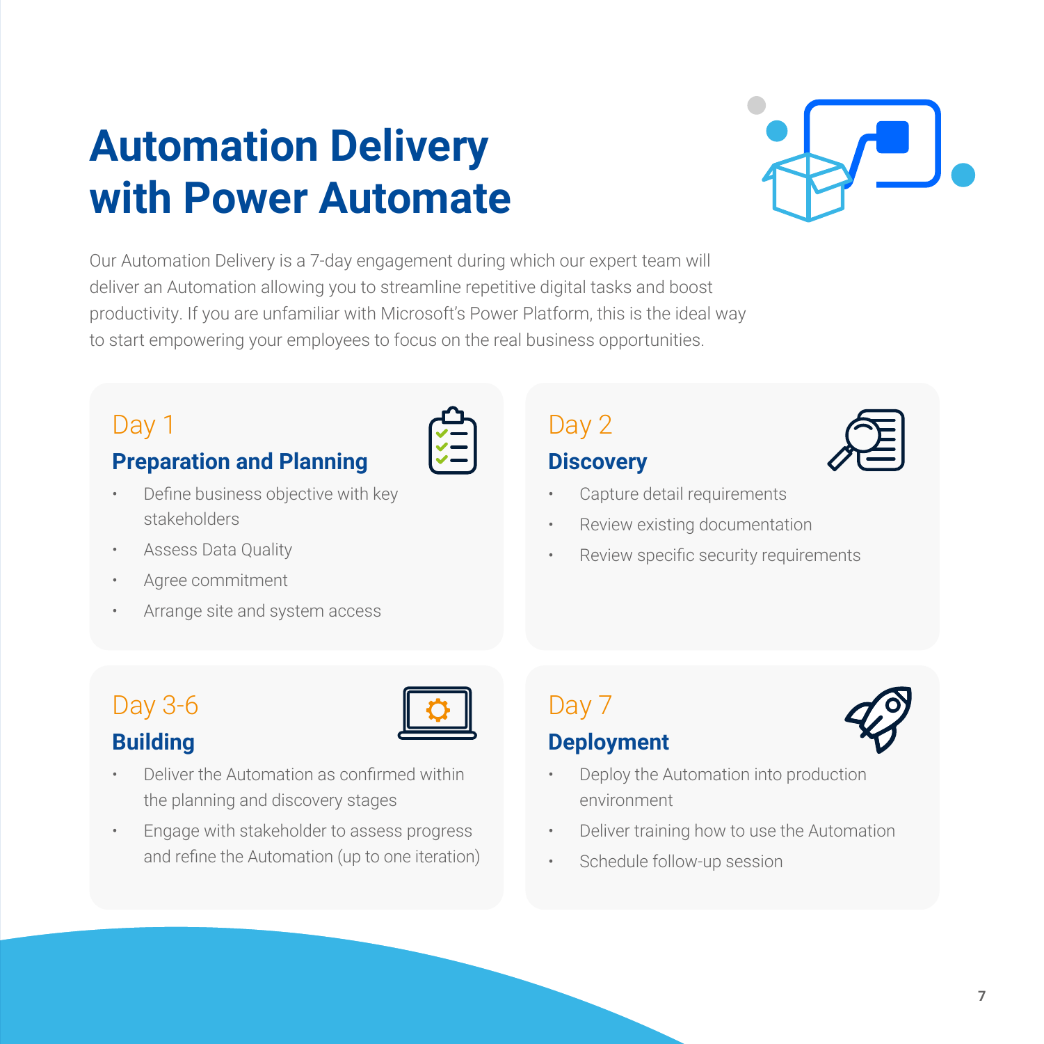# Automation Delivery with Power Automate

Our Automation Delivery is a 7-day engagement during which our expert team will deliver an Automation allowing you to streamline repetitive digital tasks and boost productivity. If you are unfamiliar with Microsoft's Power Platform, this is the ideal way to start empowering your employees to focus on the real business opportunities.

## Day 1

### Preparation and Planning

- Define business objective with key stakeholders
- Assess Data Quality
- Agree commitment
- Arrange site and system access

## Day 2

### Discovery

- Capture detail requirements
- Review existing documentation
- Review specific security requirements

## Day 3-6

### Building

- Deliver the Automation as confirmed within the planning and discovery stages
- Engage with stakeholder to assess progress and refine the Automation (up to one iteration)

## Day 7

### Deployment

- Deploy the Automation into production environment
- Deliver training how to use the Automation
- Schedule follow-up session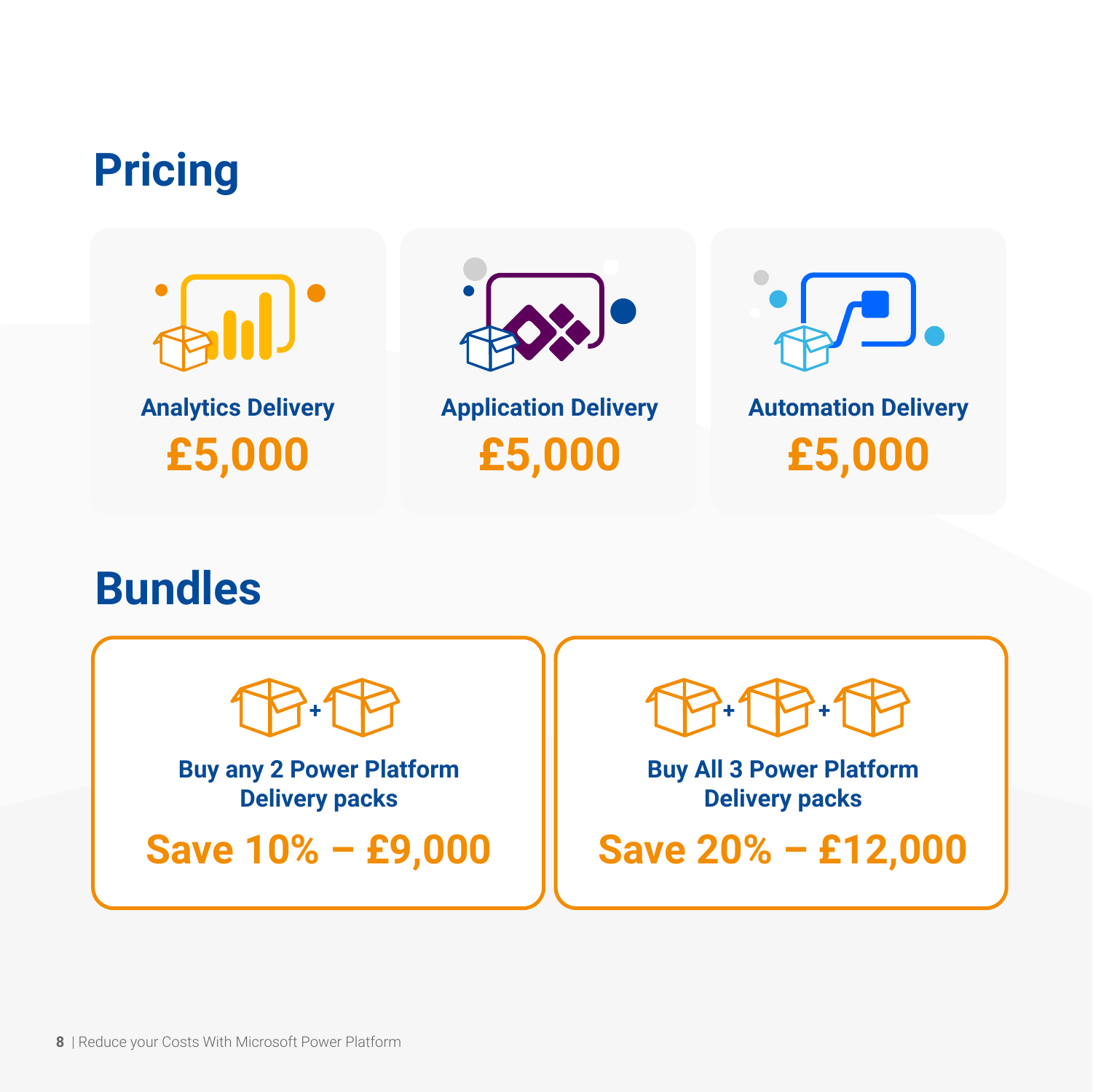## Pricing

**Analytics Delivery**
**£5,000**

**Application Delivery**
**£5,000**

**Automation Delivery**
**£5,000**

## Bundles

**Buy any 2 Power Platform Delivery packs**
**Save 10% – £9,000**

**Buy All 3 Power Platform Delivery packs**
**Save 20% – £12,000**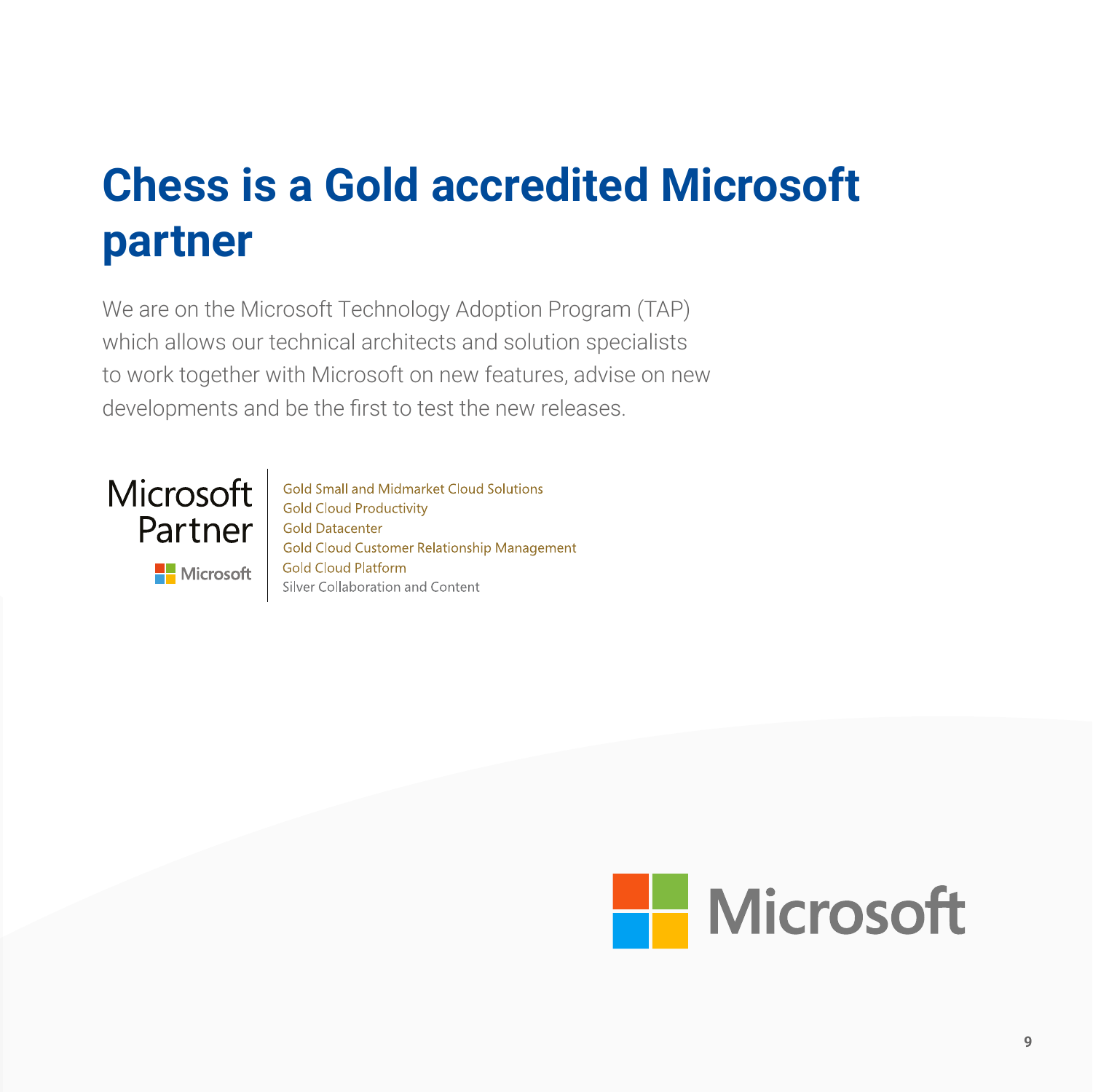# Chess is a Gold accredited Microsoft partner

We are on the Microsoft Technology Adoption Program (TAP) which allows our technical architects and solution specialists to work together with Microsoft on new features, advise on new developments and be the first to test the new releases.

Microsoft Partner

Microsoft

- Gold Small and Midmarket Cloud Solutions
- Gold Cloud Productivity
- Gold Datacenter
- Gold Cloud Customer Relationship Management
- Gold Cloud Platform
- Silver Collaboration and Content

Microsoft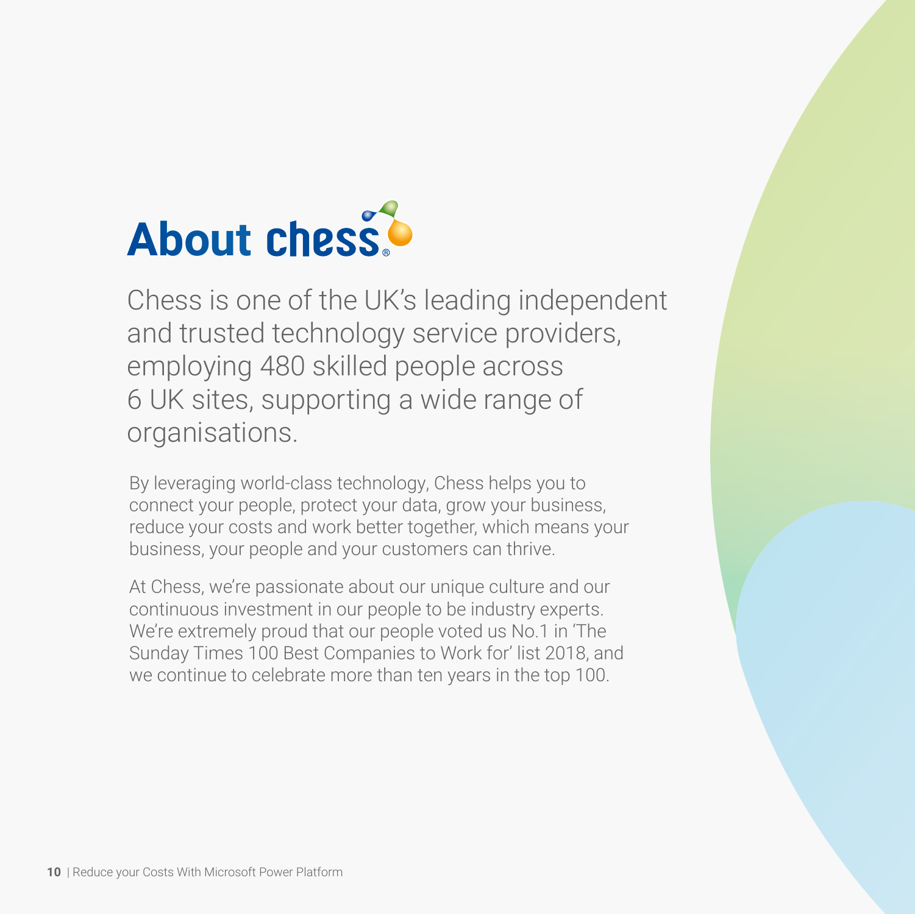# About chess®

Chess is one of the UK's leading independent and trusted technology service providers, employing 480 skilled people across 6 UK sites, supporting a wide range of organisations.

By leveraging world-class technology, Chess helps you to connect your people, protect your data, grow your business, reduce your costs and work better together, which means your business, your people and your customers can thrive.

At Chess, we're passionate about our unique culture and our continuous investment in our people to be industry experts. We're extremely proud that our people voted us No.1 in 'The Sunday Times 100 Best Companies to Work for' list 2018, and we continue to celebrate more than ten years in the top 100.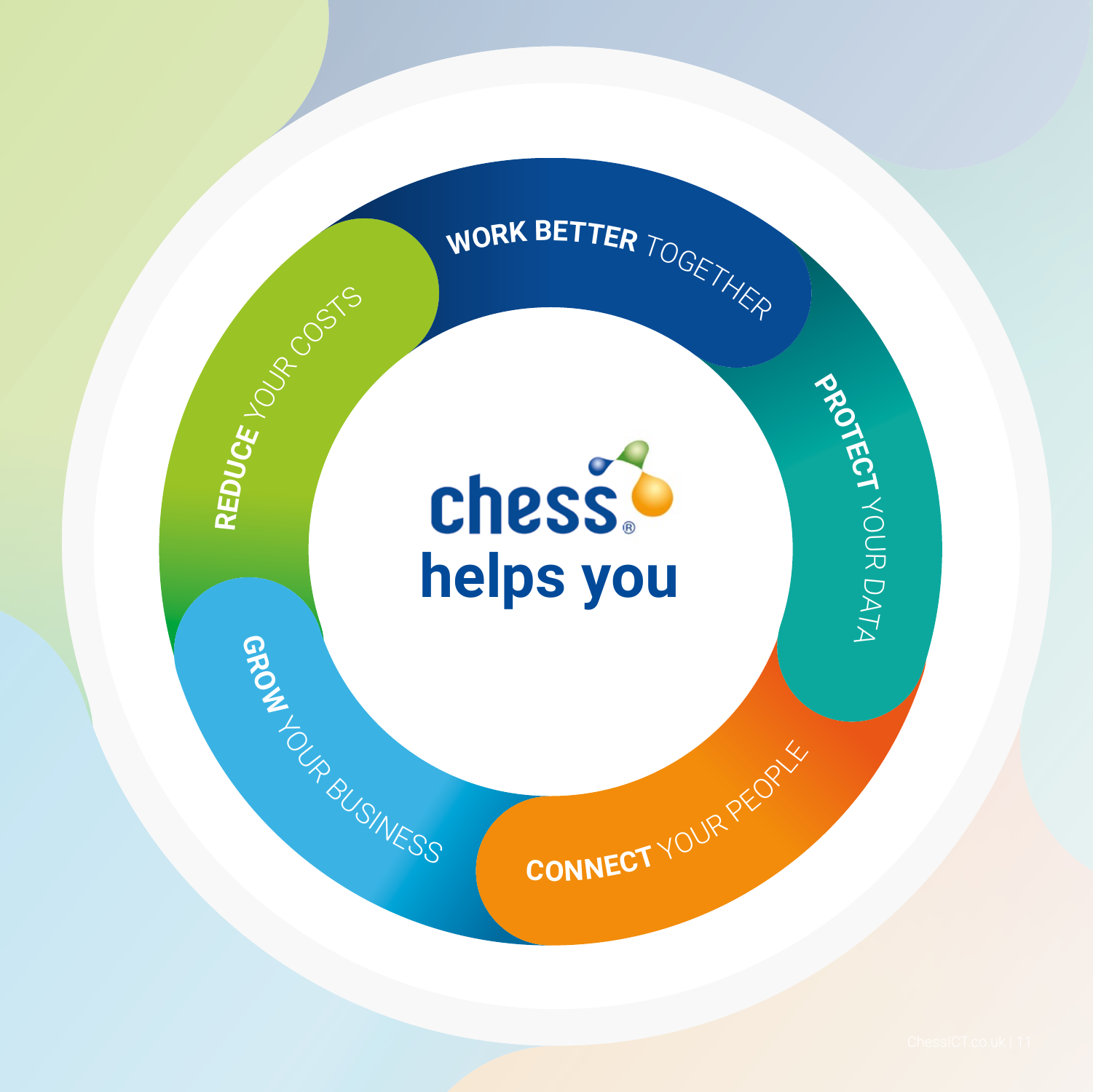# chess helps you

**WORK BETTER** TOGETHER

**PROTECT** YOUR DATA

**CONNECT** YOUR PEOPLE

**GROW** YOUR BUSINESS

**REDUCE** YOUR COSTS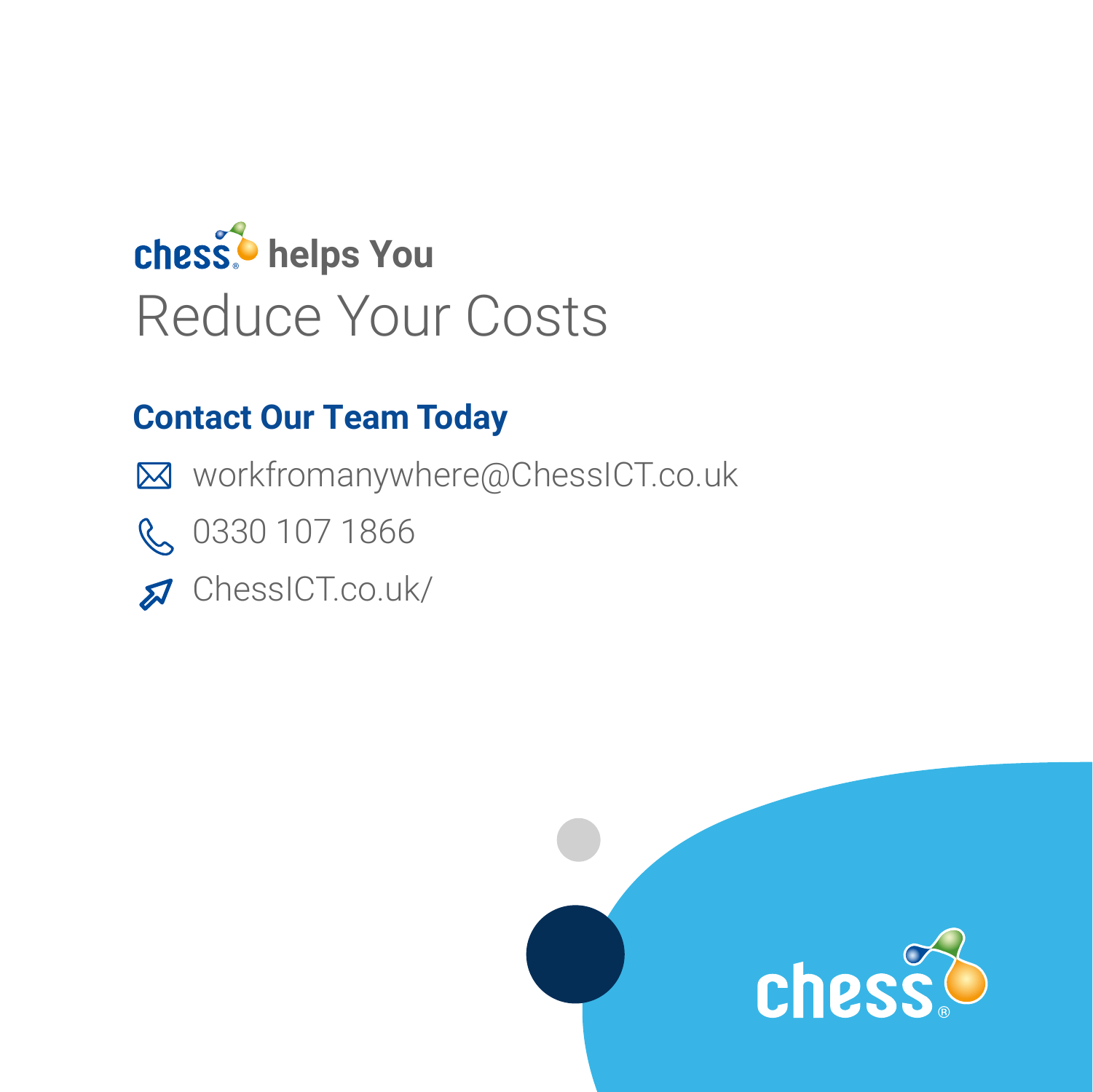# chess helps You
# Reduce Your Costs

## Contact Our Team Today

workfromanywhere@ChessICT.co.uk

0330 107 1866

ChessICT.co.uk/

chess®